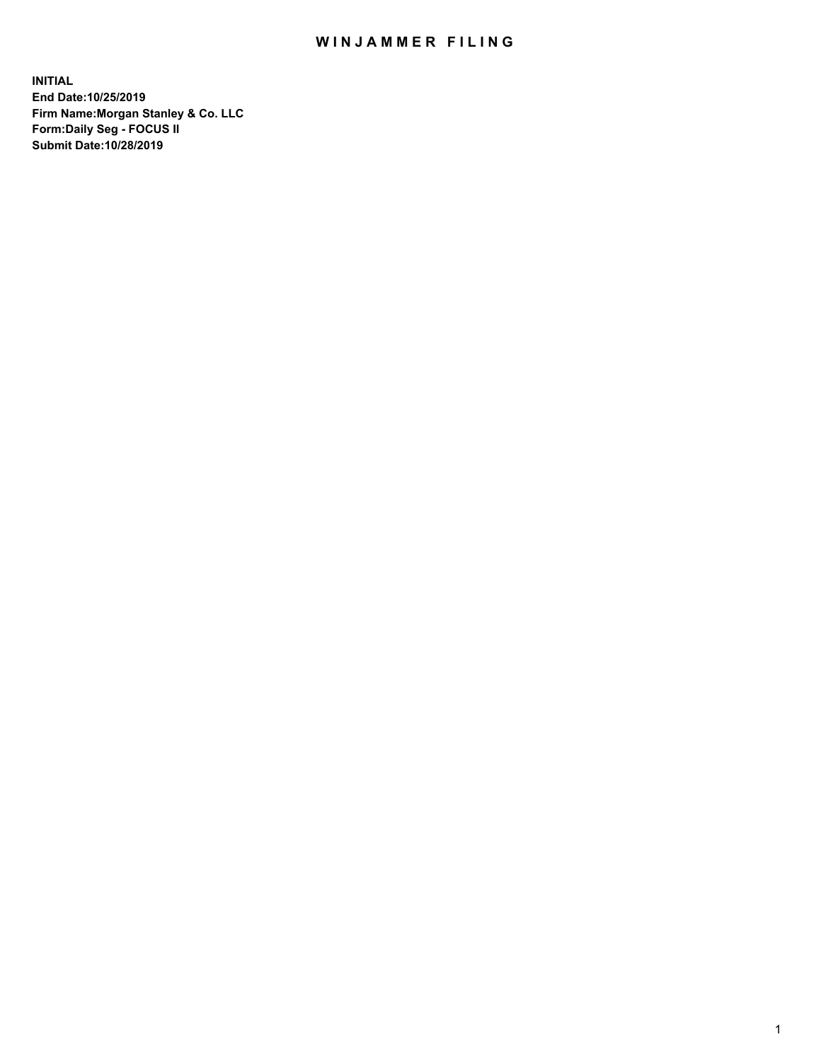# WINJAMMER FILING

**INITIAL**
**End Date:10/25/2019**
**Firm Name:Morgan Stanley & Co. LLC**
**Form:Daily Seg - FOCUS II**
**Submit Date:10/28/2019**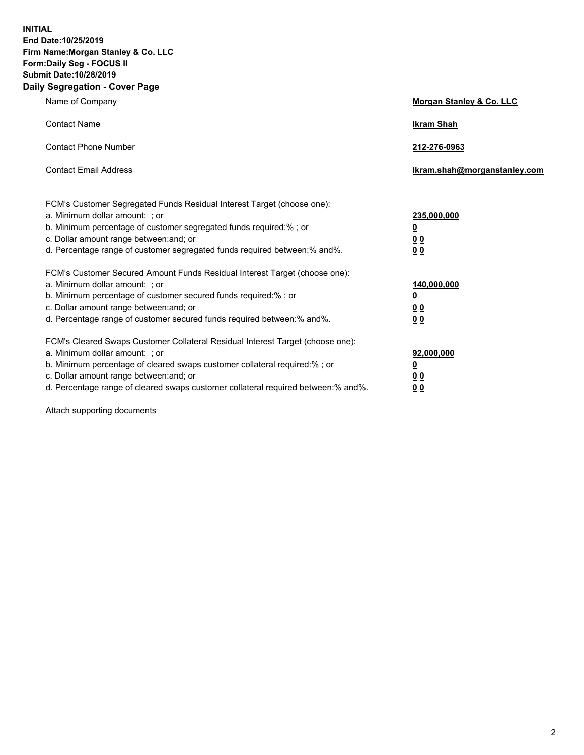**INITIAL**
**End Date:10/25/2019**
**Firm Name:Morgan Stanley & Co. LLC**
**Form:Daily Seg - FOCUS II**
**Submit Date:10/28/2019**
**Daily Segregation - Cover Page**

| | |
|---|---|
| Name of Company | **Morgan Stanley & Co. LLC** |
| Contact Name | **Ikram Shah** |
| Contact Phone Number | **212-276-0963** |
| Contact Email Address | **Ikram.shah@morganstanley.com** |

| | |
|---|---|
| FCM's Customer Segregated Funds Residual Interest Target (choose one): | |
| a. Minimum dollar amount: ; or | **235,000,000** |
| b. Minimum percentage of customer segregated funds required:% ; or | **0** |
| c. Dollar amount range between:and; or | **0 0** |
| d. Percentage range of customer segregated funds required between:% and%. | **0 0** |
| FCM's Customer Secured Amount Funds Residual Interest Target (choose one): | |
| a. Minimum dollar amount: ; or | **140,000,000** |
| b. Minimum percentage of customer secured funds required:% ; or | **0** |
| c. Dollar amount range between:and; or | **0 0** |
| d. Percentage range of customer secured funds required between:% and%. | **0 0** |
| FCM's Cleared Swaps Customer Collateral Residual Interest Target (choose one): | |
| a. Minimum dollar amount: ; or | **92,000,000** |
| b. Minimum percentage of cleared swaps customer collateral required:% ; or | **0** |
| c. Dollar amount range between:and; or | **0 0** |
| d. Percentage range of cleared swaps customer collateral required between:% and%. | **0 0** |

Attach supporting documents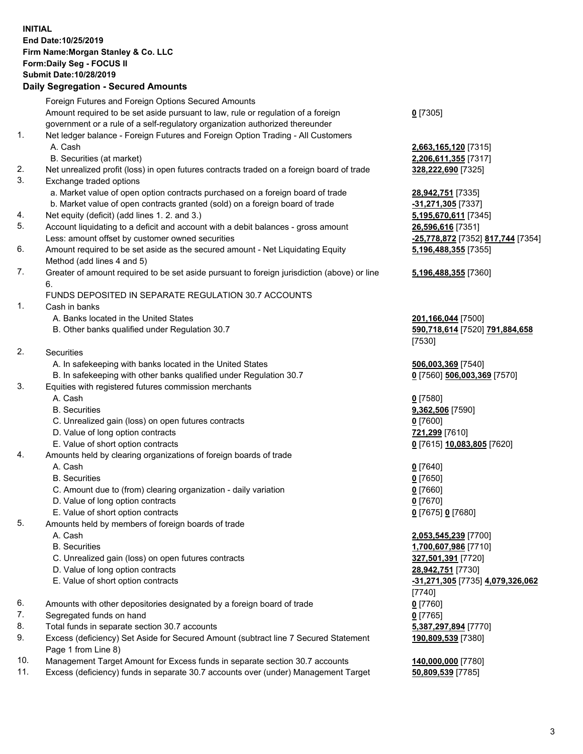**INITIAL**
**End Date:10/25/2019**
**Firm Name:Morgan Stanley & Co. LLC**
**Form:Daily Seg - FOCUS II**
**Submit Date:10/28/2019**

### Daily Segregation - Secured Amounts

| | | |
|---|---|---|
| | Foreign Futures and Foreign Options Secured Amounts | |
| | Amount required to be set aside pursuant to law, rule or regulation of a foreign government or a rule of a self-regulatory organization authorized thereunder | **0** [7305] |
| 1. | Net ledger balance - Foreign Futures and Foreign Option Trading - All Customers | |
| | A. Cash | **2,663,165,120** [7315] |
| | B. Securities (at market) | **2,206,611,355** [7317] |
| 2. | Net unrealized profit (loss) in open futures contracts traded on a foreign board of trade | **328,222,690** [7325] |
| 3. | Exchange traded options | |
| | a. Market value of open option contracts purchased on a foreign board of trade | **28,942,751** [7335] |
| | b. Market value of open contracts granted (sold) on a foreign board of trade | **-31,271,305** [7337] |
| 4. | Net equity (deficit) (add lines 1. 2. and 3.) | **5,195,670,611** [7345] |
| 5. | Account liquidating to a deficit and account with a debit balances - gross amount | **26,596,616** [7351] |
| | Less: amount offset by customer owned securities | **-25,778,872** [7352] **817,744** [7354] |
| 6. | Amount required to be set aside as the secured amount - Net Liquidating Equity Method (add lines 4 and 5) | **5,196,488,355** [7355] |
| 7. | Greater of amount required to be set aside pursuant to foreign jurisdiction (above) or line 6. | **5,196,488,355** [7360] |
| | FUNDS DEPOSITED IN SEPARATE REGULATION 30.7 ACCOUNTS | |
| 1. | Cash in banks | |
| | A. Banks located in the United States | **201,166,044** [7500] |
| | B. Other banks qualified under Regulation 30.7 | **590,718,614** [7520] **791,884,658** [7530] |
| 2. | Securities | |
| | A. In safekeeping with banks located in the United States | **506,003,369** [7540] |
| | B. In safekeeping with other banks qualified under Regulation 30.7 | **0** [7560] **506,003,369** [7570] |
| 3. | Equities with registered futures commission merchants | |
| | A. Cash | **0** [7580] |
| | B. Securities | **9,362,506** [7590] |
| | C. Unrealized gain (loss) on open futures contracts | **0** [7600] |
| | D. Value of long option contracts | **721,299** [7610] |
| | E. Value of short option contracts | **0** [7615] **10,083,805** [7620] |
| 4. | Amounts held by clearing organizations of foreign boards of trade | |
| | A. Cash | **0** [7640] |
| | B. Securities | **0** [7650] |
| | C. Amount due to (from) clearing organization - daily variation | **0** [7660] |
| | D. Value of long option contracts | **0** [7670] |
| | E. Value of short option contracts | **0** [7675] **0** [7680] |
| 5. | Amounts held by members of foreign boards of trade | |
| | A. Cash | **2,053,545,239** [7700] |
| | B. Securities | **1,700,607,986** [7710] |
| | C. Unrealized gain (loss) on open futures contracts | **327,501,391** [7720] |
| | D. Value of long option contracts | **28,942,751** [7730] |
| | E. Value of short option contracts | **-31,271,305** [7735] **4,079,326,062** [7740] |
| 6. | Amounts with other depositories designated by a foreign board of trade | **0** [7760] |
| 7. | Segregated funds on hand | **0** [7765] |
| 8. | Total funds in separate section 30.7 accounts | **5,387,297,894** [7770] |
| 9. | Excess (deficiency) Set Aside for Secured Amount (subtract line 7 Secured Statement Page 1 from Line 8) | **190,809,539** [7380] |
| 10. | Management Target Amount for Excess funds in separate section 30.7 accounts | **140,000,000** [7780] |
| 11. | Excess (deficiency) funds in separate 30.7 accounts over (under) Management Target | **50,809,539** [7785] |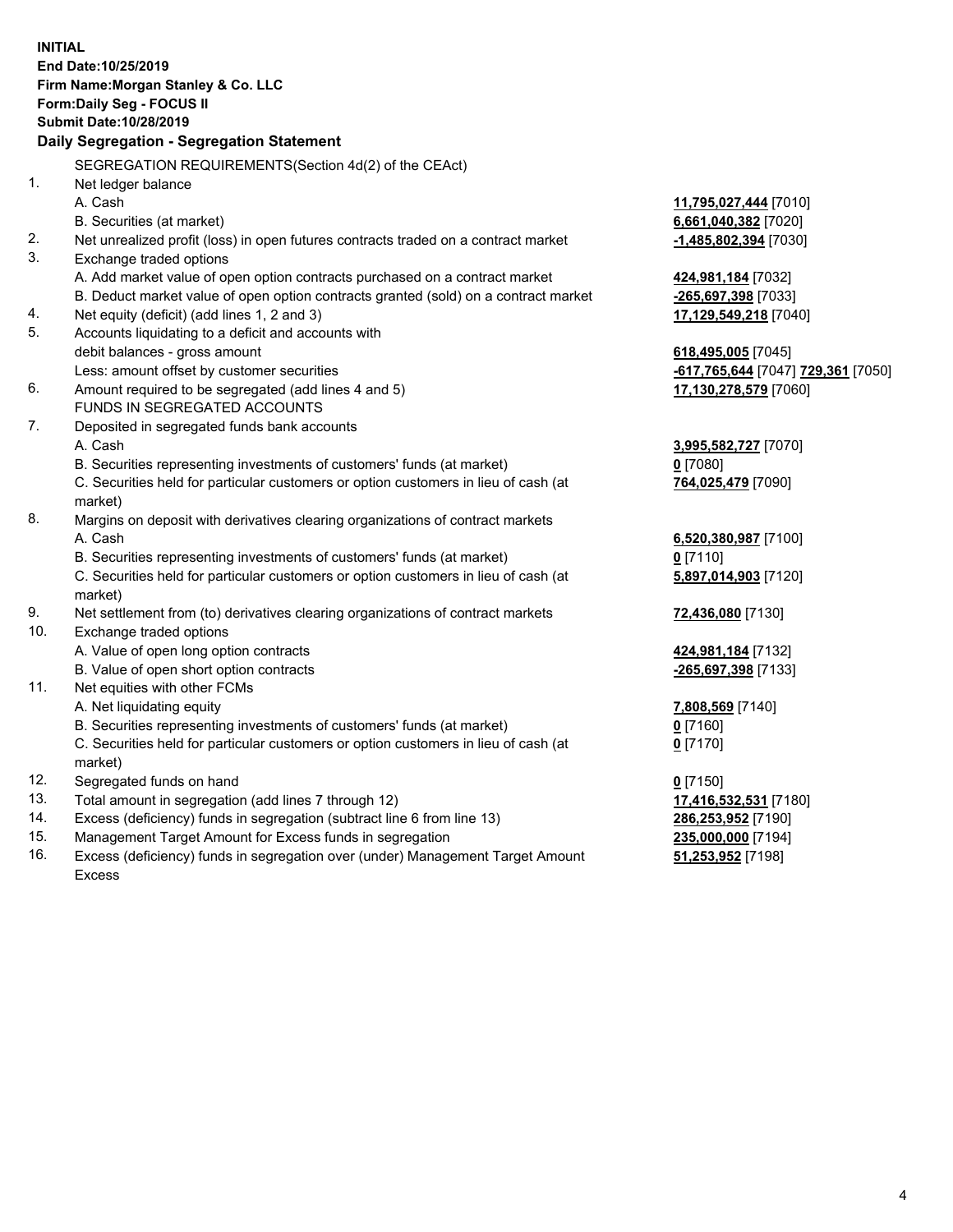**INITIAL**
**End Date:10/25/2019**
**Firm Name:Morgan Stanley & Co. LLC**
**Form:Daily Seg - FOCUS II**
**Submit Date:10/28/2019**

## Daily Segregation - Segregation Statement

SEGREGATION REQUIREMENTS(Section 4d(2) of the CEAct)

| | | |
|---|---|---|
| 1. | Net ledger balance | |
| | A. Cash | 11,795,027,444 [7010] |
| | B. Securities (at market) | 6,661,040,382 [7020] |
| 2. | Net unrealized profit (loss) in open futures contracts traded on a contract market | -1,485,802,394 [7030] |
| 3. | Exchange traded options | |
| | A. Add market value of open option contracts purchased on a contract market | 424,981,184 [7032] |
| | B. Deduct market value of open option contracts granted (sold) on a contract market | -265,697,398 [7033] |
| 4. | Net equity (deficit) (add lines 1, 2 and 3) | 17,129,549,218 [7040] |
| 5. | Accounts liquidating to a deficit and accounts with debit balances - gross amount | 618,495,005 [7045] |
| | Less: amount offset by customer securities | -617,765,644 [7047] 729,361 [7050] |
| 6. | Amount required to be segregated (add lines 4 and 5) | 17,130,278,579 [7060] |
| | FUNDS IN SEGREGATED ACCOUNTS | |
| 7. | Deposited in segregated funds bank accounts | |
| | A. Cash | 3,995,582,727 [7070] |
| | B. Securities representing investments of customers' funds (at market) | 0 [7080] |
| | C. Securities held for particular customers or option customers in lieu of cash (at market) | 764,025,479 [7090] |
| 8. | Margins on deposit with derivatives clearing organizations of contract markets | |
| | A. Cash | 6,520,380,987 [7100] |
| | B. Securities representing investments of customers' funds (at market) | 0 [7110] |
| | C. Securities held for particular customers or option customers in lieu of cash (at market) | 5,897,014,903 [7120] |
| 9. | Net settlement from (to) derivatives clearing organizations of contract markets | 72,436,080 [7130] |
| 10. | Exchange traded options | |
| | A. Value of open long option contracts | 424,981,184 [7132] |
| | B. Value of open short option contracts | -265,697,398 [7133] |
| 11. | Net equities with other FCMs | |
| | A. Net liquidating equity | 7,808,569 [7140] |
| | B. Securities representing investments of customers' funds (at market) | 0 [7160] |
| | C. Securities held for particular customers or option customers in lieu of cash (at market) | 0 [7170] |
| 12. | Segregated funds on hand | 0 [7150] |
| 13. | Total amount in segregation (add lines 7 through 12) | 17,416,532,531 [7180] |
| 14. | Excess (deficiency) funds in segregation (subtract line 6 from line 13) | 286,253,952 [7190] |
| 15. | Management Target Amount for Excess funds in segregation | 235,000,000 [7194] |
| 16. | Excess (deficiency) funds in segregation over (under) Management Target Amount Excess | 51,253,952 [7198] |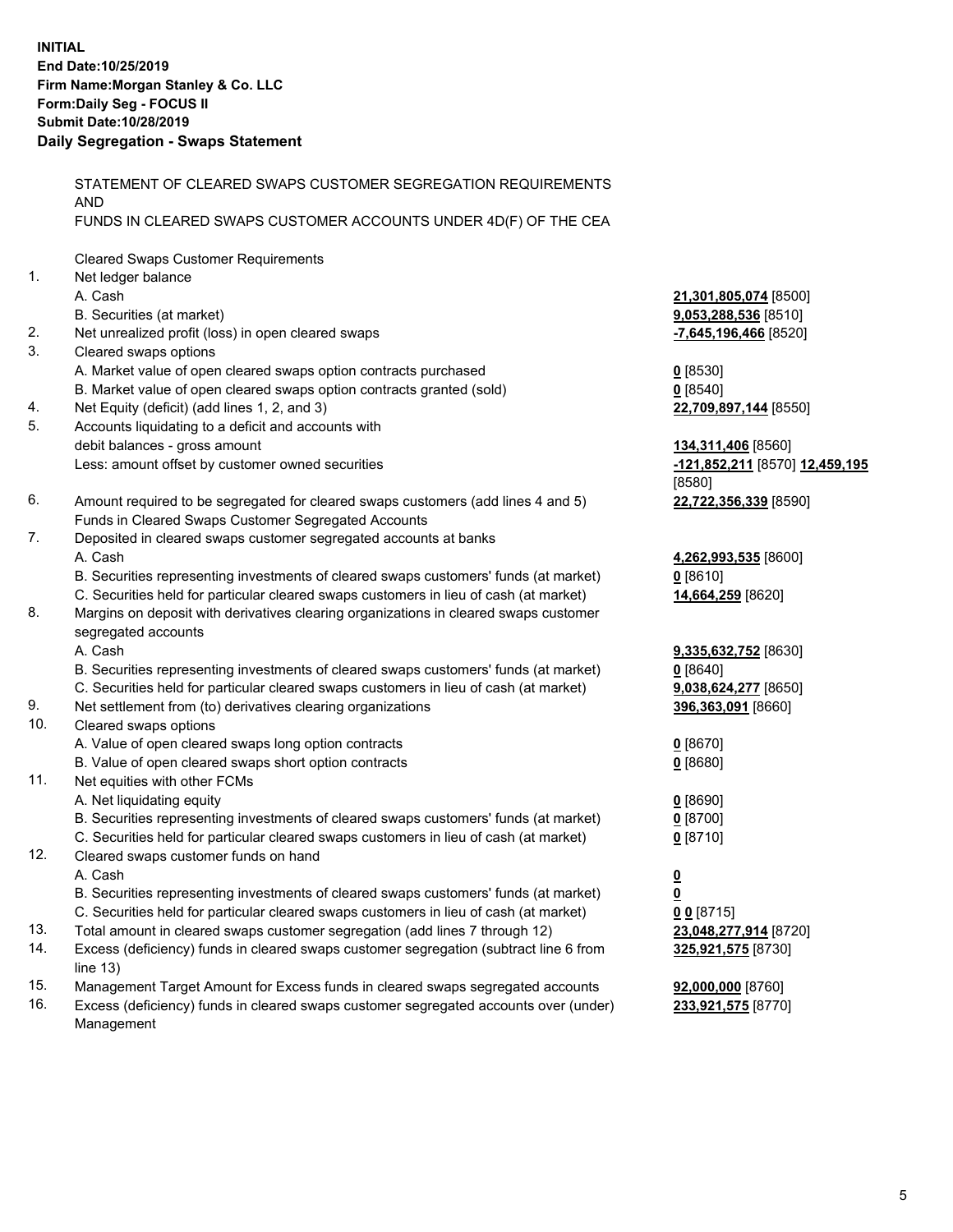**INITIAL**
**End Date:10/25/2019**
**Firm Name:Morgan Stanley & Co. LLC**
**Form:Daily Seg - FOCUS II**
**Submit Date:10/28/2019**
**Daily Segregation - Swaps Statement**

STATEMENT OF CLEARED SWAPS CUSTOMER SEGREGATION REQUIREMENTS AND FUNDS IN CLEARED SWAPS CUSTOMER ACCOUNTS UNDER 4D(F) OF THE CEA

| | | |
|---|---|---|
| | Cleared Swaps Customer Requirements | |
| 1. | Net ledger balance | |
| | A. Cash | **21,301,805,074** [8500] |
| | B. Securities (at market) | **9,053,288,536** [8510] |
| 2. | Net unrealized profit (loss) in open cleared swaps | **-7,645,196,466** [8520] |
| 3. | Cleared swaps options | |
| | A. Market value of open cleared swaps option contracts purchased | **0** [8530] |
| | B. Market value of open cleared swaps option contracts granted (sold) | **0** [8540] |
| 4. | Net Equity (deficit) (add lines 1, 2, and 3) | **22,709,897,144** [8550] |
| 5. | Accounts liquidating to a deficit and accounts with debit balances - gross amount | **134,311,406** [8560] |
| | Less: amount offset by customer owned securities | **-121,852,211** [8570] **12,459,195** [8580] |
| 6. | Amount required to be segregated for cleared swaps customers (add lines 4 and 5) | **22,722,356,339** [8590] |
| | Funds in Cleared Swaps Customer Segregated Accounts | |
| 7. | Deposited in cleared swaps customer segregated accounts at banks | |
| | A. Cash | **4,262,993,535** [8600] |
| | B. Securities representing investments of cleared swaps customers' funds (at market) | **0** [8610] |
| | C. Securities held for particular cleared swaps customers in lieu of cash (at market) | **14,664,259** [8620] |
| 8. | Margins on deposit with derivatives clearing organizations in cleared swaps customer segregated accounts | |
| | A. Cash | **9,335,632,752** [8630] |
| | B. Securities representing investments of cleared swaps customers' funds (at market) | **0** [8640] |
| | C. Securities held for particular cleared swaps customers in lieu of cash (at market) | **9,038,624,277** [8650] |
| 9. | Net settlement from (to) derivatives clearing organizations | **396,363,091** [8660] |
| 10. | Cleared swaps options | |
| | A. Value of open cleared swaps long option contracts | **0** [8670] |
| | B. Value of open cleared swaps short option contracts | **0** [8680] |
| 11. | Net equities with other FCMs | |
| | A. Net liquidating equity | **0** [8690] |
| | B. Securities representing investments of cleared swaps customers' funds (at market) | **0** [8700] |
| | C. Securities held for particular cleared swaps customers in lieu of cash (at market) | **0** [8710] |
| 12. | Cleared swaps customer funds on hand | |
| | A. Cash | **0** |
| | B. Securities representing investments of cleared swaps customers' funds (at market) | **0** |
| | C. Securities held for particular cleared swaps customers in lieu of cash (at market) | **0** **0** [8715] |
| 13. | Total amount in cleared swaps customer segregation (add lines 7 through 12) | **23,048,277,914** [8720] |
| 14. | Excess (deficiency) funds in cleared swaps customer segregation (subtract line 6 from line 13) | **325,921,575** [8730] |
| 15. | Management Target Amount for Excess funds in cleared swaps segregated accounts | **92,000,000** [8760] |
| 16. | Excess (deficiency) funds in cleared swaps customer segregated accounts over (under) Management | **233,921,575** [8770] |